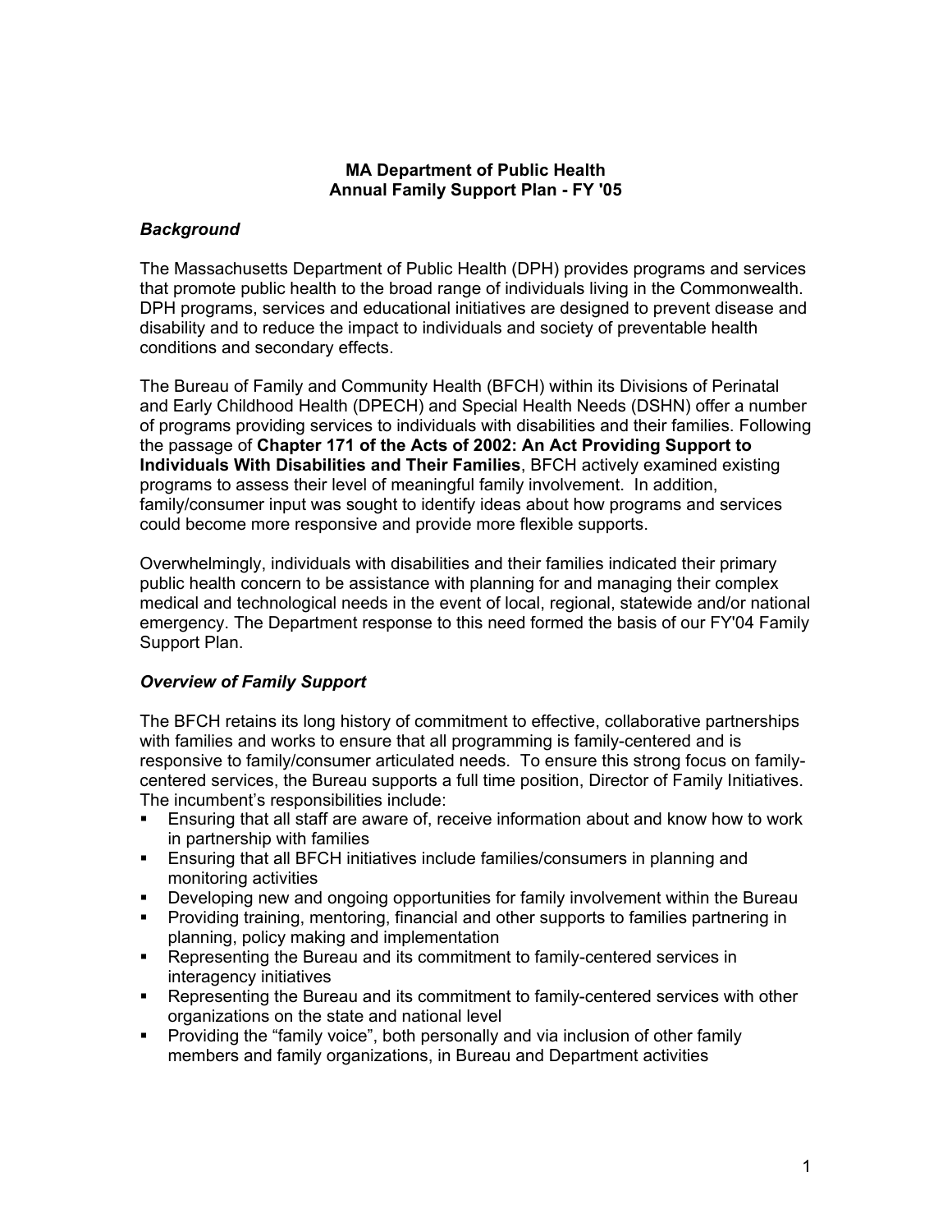# MA Department of Public Health
## Annual Family Support Plan - FY '05

### *Background*

The Massachusetts Department of Public Health (DPH) provides programs and services that promote public health to the broad range of individuals living in the Commonwealth. DPH programs, services and educational initiatives are designed to prevent disease and disability and to reduce the impact to individuals and society of preventable health conditions and secondary effects.

The Bureau of Family and Community Health (BFCH) within its Divisions of Perinatal and Early Childhood Health (DPECH) and Special Health Needs (DSHN) offer a number of programs providing services to individuals with disabilities and their families. Following the passage of **Chapter 171 of the Acts of 2002: An Act Providing Support to Individuals With Disabilities and Their Families**, BFCH actively examined existing programs to assess their level of meaningful family involvement. In addition, family/consumer input was sought to identify ideas about how programs and services could become more responsive and provide more flexible supports.

Overwhelmingly, individuals with disabilities and their families indicated their primary public health concern to be assistance with planning for and managing their complex medical and technological needs in the event of local, regional, statewide and/or national emergency. The Department response to this need formed the basis of our FY'04 Family Support Plan.

### *Overview of Family Support*

The BFCH retains its long history of commitment to effective, collaborative partnerships with families and works to ensure that all programming is family-centered and is responsive to family/consumer articulated needs. To ensure this strong focus on family-centered services, the Bureau supports a full time position, Director of Family Initiatives. The incumbent's responsibilities include:

- Ensuring that all staff are aware of, receive information about and know how to work in partnership with families
- Ensuring that all BFCH initiatives include families/consumers in planning and monitoring activities
- Developing new and ongoing opportunities for family involvement within the Bureau
- Providing training, mentoring, financial and other supports to families partnering in planning, policy making and implementation
- Representing the Bureau and its commitment to family-centered services in interagency initiatives
- Representing the Bureau and its commitment to family-centered services with other organizations on the state and national level
- Providing the "family voice", both personally and via inclusion of other family members and family organizations, in Bureau and Department activities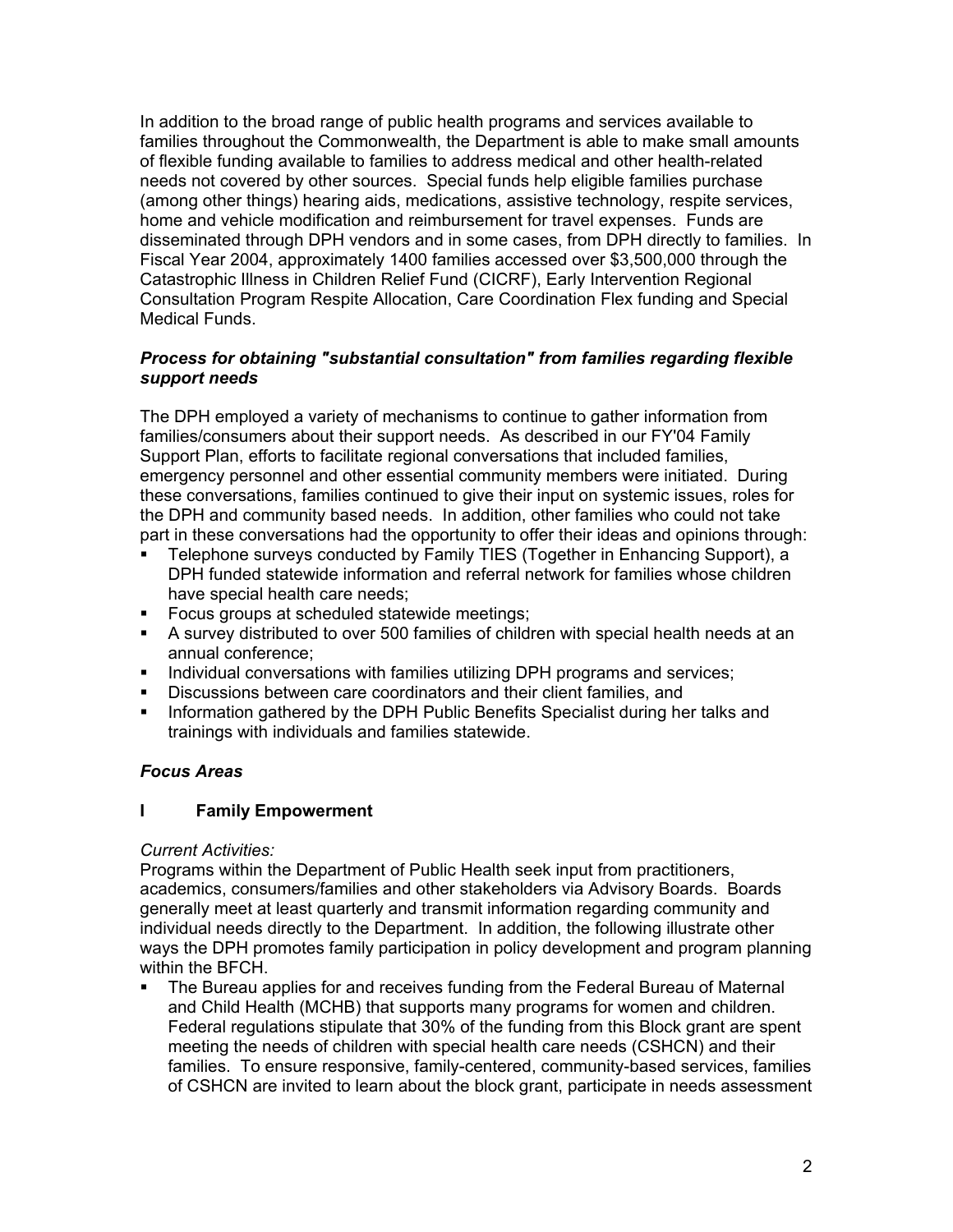In addition to the broad range of public health programs and services available to families throughout the Commonwealth, the Department is able to make small amounts of flexible funding available to families to address medical and other health-related needs not covered by other sources. Special funds help eligible families purchase (among other things) hearing aids, medications, assistive technology, respite services, home and vehicle modification and reimbursement for travel expenses. Funds are disseminated through DPH vendors and in some cases, from DPH directly to families. In Fiscal Year 2004, approximately 1400 families accessed over $3,500,000 through the Catastrophic Illness in Children Relief Fund (CICRF), Early Intervention Regional Consultation Program Respite Allocation, Care Coordination Flex funding and Special Medical Funds.

***Process for obtaining "substantial consultation" from families regarding flexible support needs***

The DPH employed a variety of mechanisms to continue to gather information from families/consumers about their support needs. As described in our FY'04 Family Support Plan, efforts to facilitate regional conversations that included families, emergency personnel and other essential community members were initiated. During these conversations, families continued to give their input on systemic issues, roles for the DPH and community based needs. In addition, other families who could not take part in these conversations had the opportunity to offer their ideas and opinions through:

- Telephone surveys conducted by Family TIES (Together in Enhancing Support), a DPH funded statewide information and referral network for families whose children have special health care needs;
- Focus groups at scheduled statewide meetings;
- A survey distributed to over 500 families of children with special health needs at an annual conference;
- Individual conversations with families utilizing DPH programs and services;
- Discussions between care coordinators and their client families, and
- Information gathered by the DPH Public Benefits Specialist during her talks and trainings with individuals and families statewide.

***Focus Areas***

**I Family Empowerment**

*Current Activities:*

Programs within the Department of Public Health seek input from practitioners, academics, consumers/families and other stakeholders via Advisory Boards. Boards generally meet at least quarterly and transmit information regarding community and individual needs directly to the Department. In addition, the following illustrate other ways the DPH promotes family participation in policy development and program planning within the BFCH.

- The Bureau applies for and receives funding from the Federal Bureau of Maternal and Child Health (MCHB) that supports many programs for women and children. Federal regulations stipulate that 30% of the funding from this Block grant are spent meeting the needs of children with special health care needs (CSHCN) and their families. To ensure responsive, family-centered, community-based services, families of CSHCN are invited to learn about the block grant, participate in needs assessment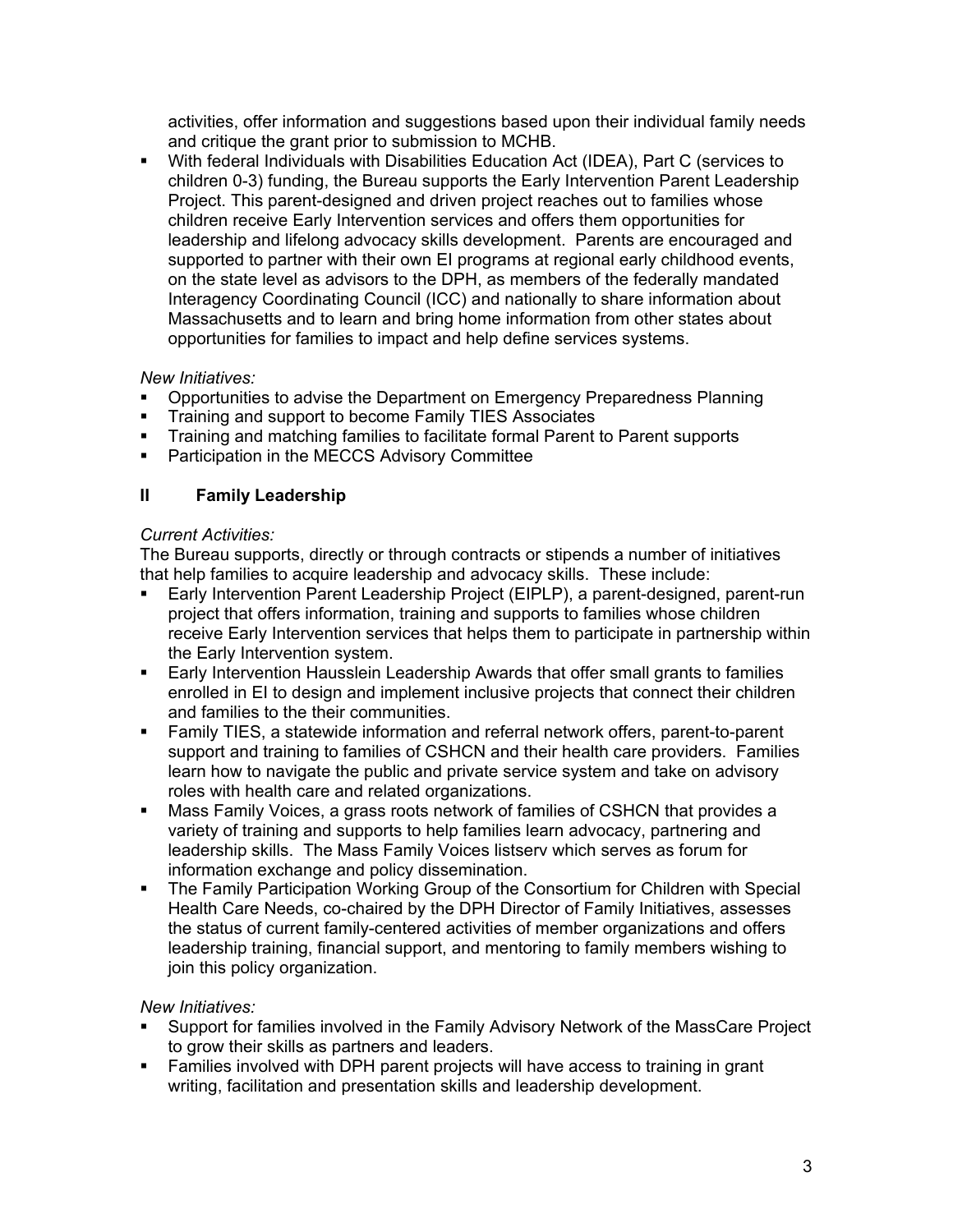activities, offer information and suggestions based upon their individual family needs and critique the grant prior to submission to MCHB.

- With federal Individuals with Disabilities Education Act (IDEA), Part C (services to children 0-3) funding, the Bureau supports the Early Intervention Parent Leadership Project. This parent-designed and driven project reaches out to families whose children receive Early Intervention services and offers them opportunities for leadership and lifelong advocacy skills development. Parents are encouraged and supported to partner with their own EI programs at regional early childhood events, on the state level as advisors to the DPH, as members of the federally mandated Interagency Coordinating Council (ICC) and nationally to share information about Massachusetts and to learn and bring home information from other states about opportunities for families to impact and help define services systems.

*New Initiatives:*

- Opportunities to advise the Department on Emergency Preparedness Planning
- Training and support to become Family TIES Associates
- Training and matching families to facilitate formal Parent to Parent supports
- Participation in the MECCS Advisory Committee

## II Family Leadership

*Current Activities:*

The Bureau supports, directly or through contracts or stipends a number of initiatives that help families to acquire leadership and advocacy skills. These include:

- Early Intervention Parent Leadership Project (EIPLP), a parent-designed, parent-run project that offers information, training and supports to families whose children receive Early Intervention services that helps them to participate in partnership within the Early Intervention system.
- Early Intervention Hausslein Leadership Awards that offer small grants to families enrolled in EI to design and implement inclusive projects that connect their children and families to the their communities.
- Family TIES, a statewide information and referral network offers, parent-to-parent support and training to families of CSHCN and their health care providers. Families learn how to navigate the public and private service system and take on advisory roles with health care and related organizations.
- Mass Family Voices, a grass roots network of families of CSHCN that provides a variety of training and supports to help families learn advocacy, partnering and leadership skills. The Mass Family Voices listserv which serves as forum for information exchange and policy dissemination.
- The Family Participation Working Group of the Consortium for Children with Special Health Care Needs, co-chaired by the DPH Director of Family Initiatives, assesses the status of current family-centered activities of member organizations and offers leadership training, financial support, and mentoring to family members wishing to join this policy organization.

*New Initiatives:*

- Support for families involved in the Family Advisory Network of the MassCare Project to grow their skills as partners and leaders.
- Families involved with DPH parent projects will have access to training in grant writing, facilitation and presentation skills and leadership development.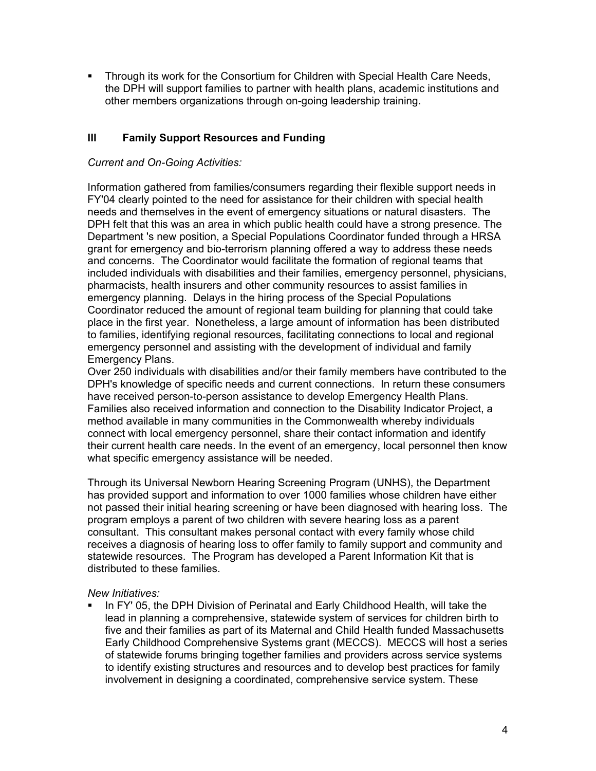- Through its work for the Consortium for Children with Special Health Care Needs, the DPH will support families to partner with health plans, academic institutions and other members organizations through on-going leadership training.

## III Family Support Resources and Funding

*Current and On-Going Activities:*

Information gathered from families/consumers regarding their flexible support needs in FY'04 clearly pointed to the need for assistance for their children with special health needs and themselves in the event of emergency situations or natural disasters. The DPH felt that this was an area in which public health could have a strong presence. The Department 's new position, a Special Populations Coordinator funded through a HRSA grant for emergency and bio-terrorism planning offered a way to address these needs and concerns. The Coordinator would facilitate the formation of regional teams that included individuals with disabilities and their families, emergency personnel, physicians, pharmacists, health insurers and other community resources to assist families in emergency planning. Delays in the hiring process of the Special Populations Coordinator reduced the amount of regional team building for planning that could take place in the first year. Nonetheless, a large amount of information has been distributed to families, identifying regional resources, facilitating connections to local and regional emergency personnel and assisting with the development of individual and family Emergency Plans.

Over 250 individuals with disabilities and/or their family members have contributed to the DPH's knowledge of specific needs and current connections. In return these consumers have received person-to-person assistance to develop Emergency Health Plans. Families also received information and connection to the Disability Indicator Project, a method available in many communities in the Commonwealth whereby individuals connect with local emergency personnel, share their contact information and identify their current health care needs. In the event of an emergency, local personnel then know what specific emergency assistance will be needed.

Through its Universal Newborn Hearing Screening Program (UNHS), the Department has provided support and information to over 1000 families whose children have either not passed their initial hearing screening or have been diagnosed with hearing loss. The program employs a parent of two children with severe hearing loss as a parent consultant. This consultant makes personal contact with every family whose child receives a diagnosis of hearing loss to offer family to family support and community and statewide resources. The Program has developed a Parent Information Kit that is distributed to these families.

*New Initiatives:*

- In FY' 05, the DPH Division of Perinatal and Early Childhood Health, will take the lead in planning a comprehensive, statewide system of services for children birth to five and their families as part of its Maternal and Child Health funded Massachusetts Early Childhood Comprehensive Systems grant (MECCS). MECCS will host a series of statewide forums bringing together families and providers across service systems to identify existing structures and resources and to develop best practices for family involvement in designing a coordinated, comprehensive service system. These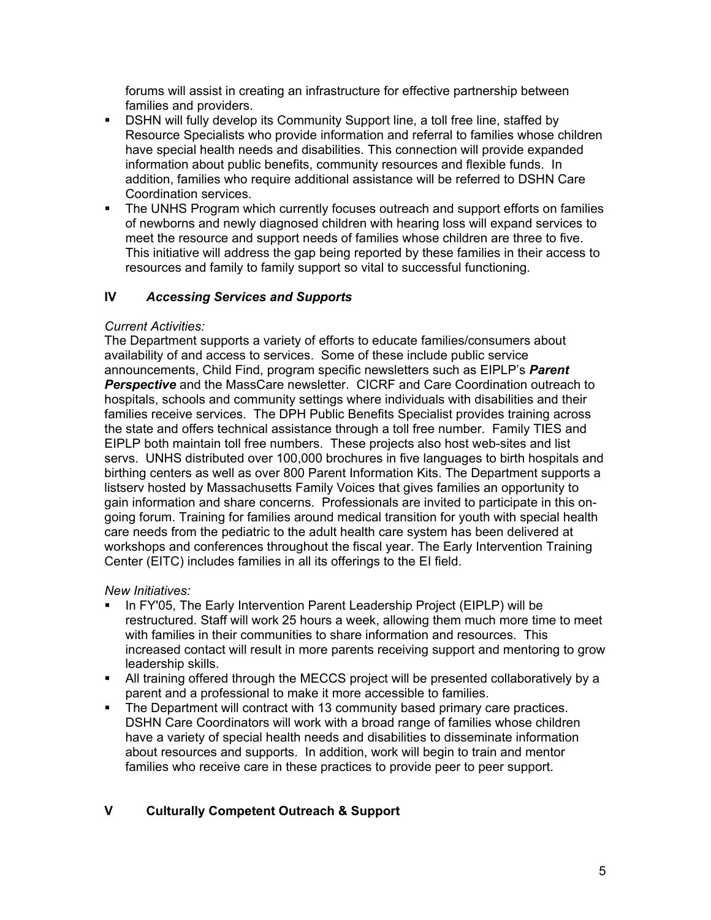forums will assist in creating an infrastructure for effective partnership between families and providers.

- DSHN will fully develop its Community Support line, a toll free line, staffed by Resource Specialists who provide information and referral to families whose children have special health needs and disabilities. This connection will provide expanded information about public benefits, community resources and flexible funds. In addition, families who require additional assistance will be referred to DSHN Care Coordination services.
- The UNHS Program which currently focuses outreach and support efforts on families of newborns and newly diagnosed children with hearing loss will expand services to meet the resource and support needs of families whose children are three to five. This initiative will address the gap being reported by these families in their access to resources and family to family support so vital to successful functioning.

## IV *Accessing Services and Supports*

*Current Activities:*

The Department supports a variety of efforts to educate families/consumers about availability of and access to services. Some of these include public service announcements, Child Find, program specific newsletters such as EIPLP's ***Parent Perspective*** and the MassCare newsletter. CICRF and Care Coordination outreach to hospitals, schools and community settings where individuals with disabilities and their families receive services. The DPH Public Benefits Specialist provides training across the state and offers technical assistance through a toll free number. Family TIES and EIPLP both maintain toll free numbers. These projects also host web-sites and list servs. UNHS distributed over 100,000 brochures in five languages to birth hospitals and birthing centers as well as over 800 Parent Information Kits. The Department supports a listserv hosted by Massachusetts Family Voices that gives families an opportunity to gain information and share concerns. Professionals are invited to participate in this on-going forum. Training for families around medical transition for youth with special health care needs from the pediatric to the adult health care system has been delivered at workshops and conferences throughout the fiscal year. The Early Intervention Training Center (EITC) includes families in all its offerings to the EI field.

*New Initiatives:*

- In FY'05, The Early Intervention Parent Leadership Project (EIPLP) will be restructured. Staff will work 25 hours a week, allowing them much more time to meet with families in their communities to share information and resources. This increased contact will result in more parents receiving support and mentoring to grow leadership skills.
- All training offered through the MECCS project will be presented collaboratively by a parent and a professional to make it more accessible to families.
- The Department will contract with 13 community based primary care practices. DSHN Care Coordinators will work with a broad range of families whose children have a variety of special health needs and disabilities to disseminate information about resources and supports. In addition, work will begin to train and mentor families who receive care in these practices to provide peer to peer support.

## V Culturally Competent Outreach & Support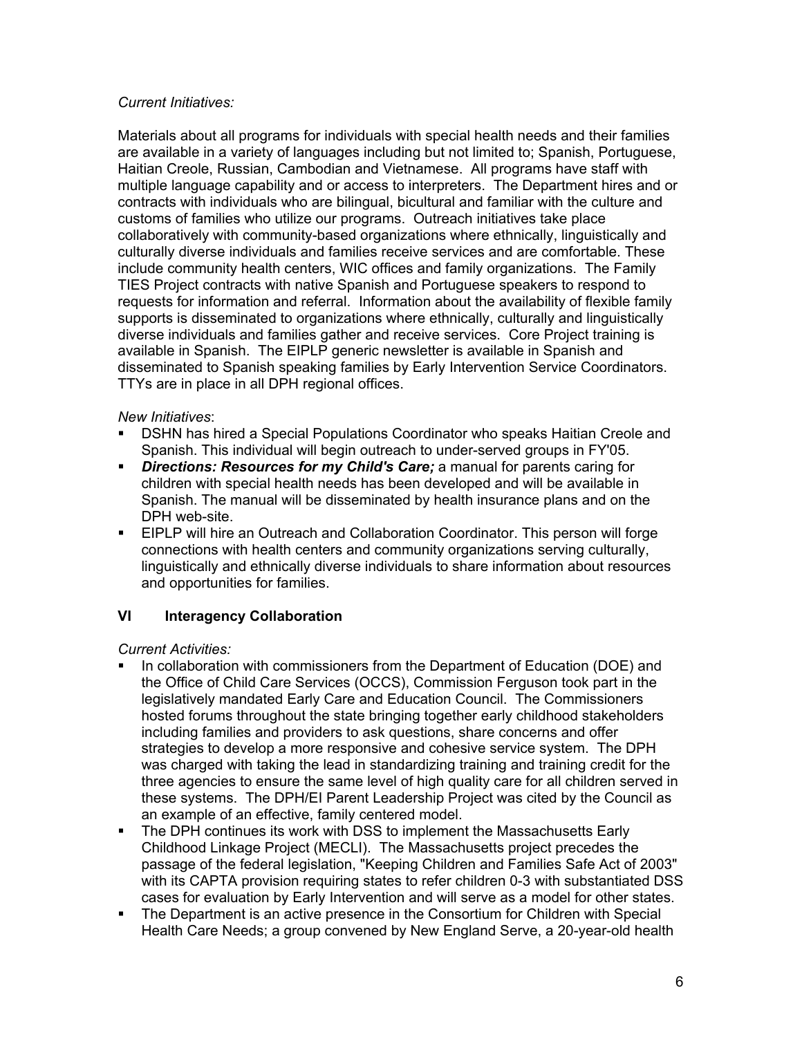*Current Initiatives:*

Materials about all programs for individuals with special health needs and their families are available in a variety of languages including but not limited to; Spanish, Portuguese, Haitian Creole, Russian, Cambodian and Vietnamese. All programs have staff with multiple language capability and or access to interpreters. The Department hires and or contracts with individuals who are bilingual, bicultural and familiar with the culture and customs of families who utilize our programs. Outreach initiatives take place collaboratively with community-based organizations where ethnically, linguistically and culturally diverse individuals and families receive services and are comfortable. These include community health centers, WIC offices and family organizations. The Family TIES Project contracts with native Spanish and Portuguese speakers to respond to requests for information and referral. Information about the availability of flexible family supports is disseminated to organizations where ethnically, culturally and linguistically diverse individuals and families gather and receive services. Core Project training is available in Spanish. The EIPLP generic newsletter is available in Spanish and disseminated to Spanish speaking families by Early Intervention Service Coordinators. TTYs are in place in all DPH regional offices.

*New Initiatives*:

- DSHN has hired a Special Populations Coordinator who speaks Haitian Creole and Spanish. This individual will begin outreach to under-served groups in FY'05.
- ***Directions: Resources for my Child's Care;*** a manual for parents caring for children with special health needs has been developed and will be available in Spanish. The manual will be disseminated by health insurance plans and on the DPH web-site.
- EIPLP will hire an Outreach and Collaboration Coordinator. This person will forge connections with health centers and community organizations serving culturally, linguistically and ethnically diverse individuals to share information about resources and opportunities for families.

## VI Interagency Collaboration

*Current Activities:*

- In collaboration with commissioners from the Department of Education (DOE) and the Office of Child Care Services (OCCS), Commission Ferguson took part in the legislatively mandated Early Care and Education Council. The Commissioners hosted forums throughout the state bringing together early childhood stakeholders including families and providers to ask questions, share concerns and offer strategies to develop a more responsive and cohesive service system. The DPH was charged with taking the lead in standardizing training and training credit for the three agencies to ensure the same level of high quality care for all children served in these systems. The DPH/EI Parent Leadership Project was cited by the Council as an example of an effective, family centered model.
- The DPH continues its work with DSS to implement the Massachusetts Early Childhood Linkage Project (MECLI). The Massachusetts project precedes the passage of the federal legislation, "Keeping Children and Families Safe Act of 2003" with its CAPTA provision requiring states to refer children 0-3 with substantiated DSS cases for evaluation by Early Intervention and will serve as a model for other states.
- The Department is an active presence in the Consortium for Children with Special Health Care Needs; a group convened by New England Serve, a 20-year-old health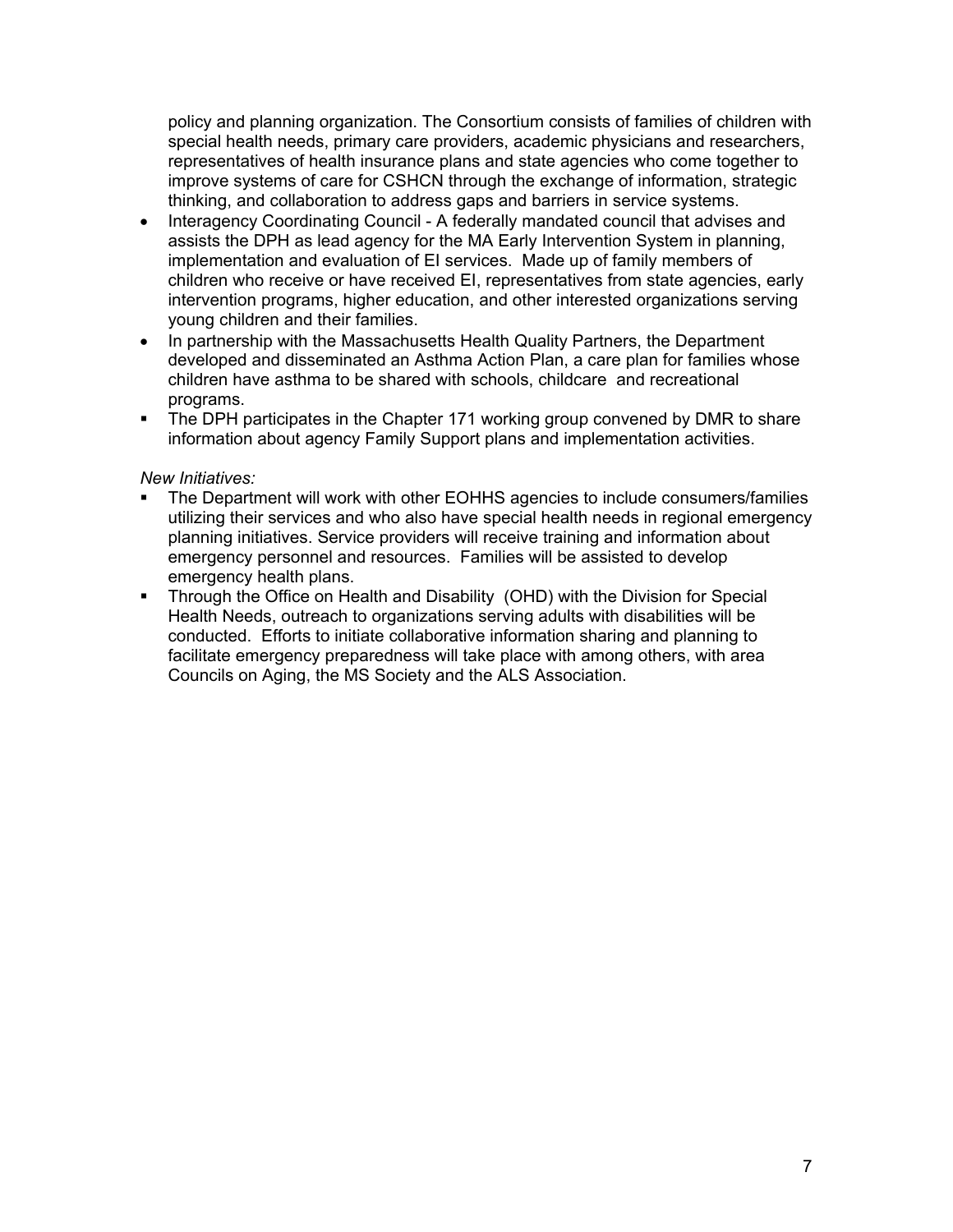policy and planning organization. The Consortium consists of families of children with special health needs, primary care providers, academic physicians and researchers, representatives of health insurance plans and state agencies who come together to improve systems of care for CSHCN through the exchange of information, strategic thinking, and collaboration to address gaps and barriers in service systems.

- Interagency Coordinating Council - A federally mandated council that advises and assists the DPH as lead agency for the MA Early Intervention System in planning, implementation and evaluation of EI services. Made up of family members of children who receive or have received EI, representatives from state agencies, early intervention programs, higher education, and other interested organizations serving young children and their families.
- In partnership with the Massachusetts Health Quality Partners, the Department developed and disseminated an Asthma Action Plan, a care plan for families whose children have asthma to be shared with schools, childcare and recreational programs.
- The DPH participates in the Chapter 171 working group convened by DMR to share information about agency Family Support plans and implementation activities.

*New Initiatives:*

- The Department will work with other EOHHS agencies to include consumers/families utilizing their services and who also have special health needs in regional emergency planning initiatives. Service providers will receive training and information about emergency personnel and resources. Families will be assisted to develop emergency health plans.
- Through the Office on Health and Disability (OHD) with the Division for Special Health Needs, outreach to organizations serving adults with disabilities will be conducted. Efforts to initiate collaborative information sharing and planning to facilitate emergency preparedness will take place with among others, with area Councils on Aging, the MS Society and the ALS Association.